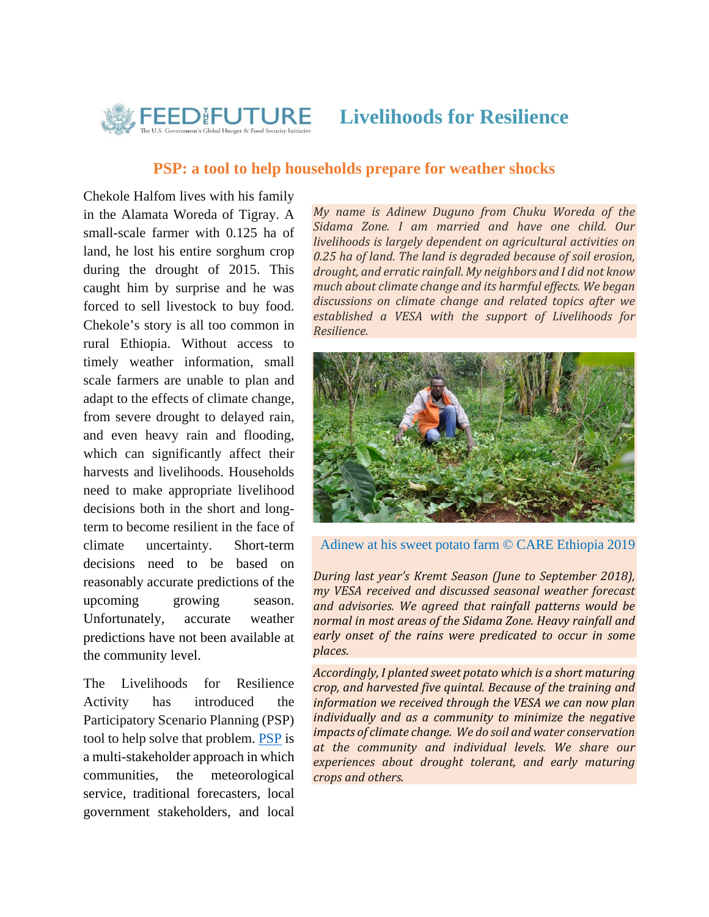# Livelihoods for Resilience

## PSP: a tool to help households prepare for weather shocks

Chekole Halfom lives with his family in the Alamata Woreda of Tigray. A small-scale farmer with 0.125 ha of land, he lost his entire sorghum crop during the drought of 2015. This caught him by surprise and he was forced to sell livestock to buy food. Chekole's story is all too common in rural Ethiopia. Without access to timely weather information, small scale farmers are unable to plan and adapt to the effects of climate change, from severe drought to delayed rain, and even heavy rain and flooding, which can significantly affect their harvests and livelihoods. Households need to make appropriate livelihood decisions both in the short and long-term to become resilient in the face of climate uncertainty. Short-term decisions need to be based on reasonably accurate predictions of the upcoming growing season. Unfortunately, accurate weather predictions have not been available at the community level.

The Livelihoods for Resilience Activity has introduced the Participatory Scenario Planning (PSP) tool to help solve that problem. PSP is a multi-stakeholder approach in which communities, the meteorological service, traditional forecasters, local government stakeholders, and local

*My name is Adinew Duguno from Chuku Woreda of the Sidama Zone. I am married and have one child. Our livelihoods is largely dependent on agricultural activities on 0.25 ha of land. The land is degraded because of soil erosion, drought, and erratic rainfall. My neighbors and I did not know much about climate change and its harmful effects. We began discussions on climate change and related topics after we established a VESA with the support of Livelihoods for Resilience.*

Adinew at his sweet potato farm © CARE Ethiopia 2019

*During last year's Kremt Season (June to September 2018), my VESA received and discussed seasonal weather forecast and advisories. We agreed that rainfall patterns would be normal in most areas of the Sidama Zone. Heavy rainfall and early onset of the rains were predicated to occur in some places.*

*Accordingly, I planted sweet potato which is a short maturing crop, and harvested five quintal. Because of the training and information we received through the VESA we can now plan individually and as a community to minimize the negative impacts of climate change. We do soil and water conservation at the community and individual levels. We share our experiences about drought tolerant, and early maturing crops and others.*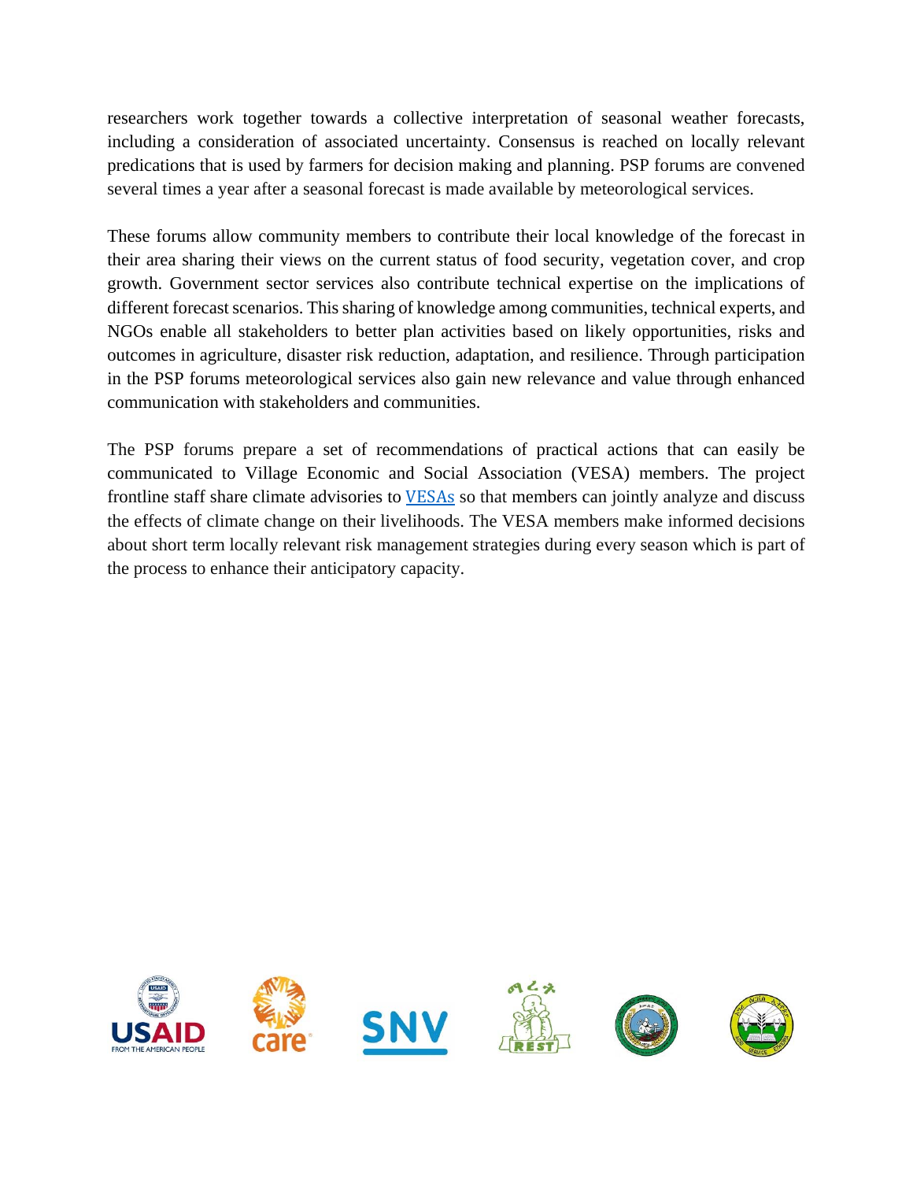researchers work together towards a collective interpretation of seasonal weather forecasts, including a consideration of associated uncertainty. Consensus is reached on locally relevant predications that is used by farmers for decision making and planning. PSP forums are convened several times a year after a seasonal forecast is made available by meteorological services.

These forums allow community members to contribute their local knowledge of the forecast in their area sharing their views on the current status of food security, vegetation cover, and crop growth. Government sector services also contribute technical expertise on the implications of different forecast scenarios. This sharing of knowledge among communities, technical experts, and NGOs enable all stakeholders to better plan activities based on likely opportunities, risks and outcomes in agriculture, disaster risk reduction, adaptation, and resilience. Through participation in the PSP forums meteorological services also gain new relevance and value through enhanced communication with stakeholders and communities.

The PSP forums prepare a set of recommendations of practical actions that can easily be communicated to Village Economic and Social Association (VESA) members. The project frontline staff share climate advisories to VESAs so that members can jointly analyze and discuss the effects of climate change on their livelihoods. The VESA members make informed decisions about short term locally relevant risk management strategies during every season which is part of the process to enhance their anticipatory capacity.